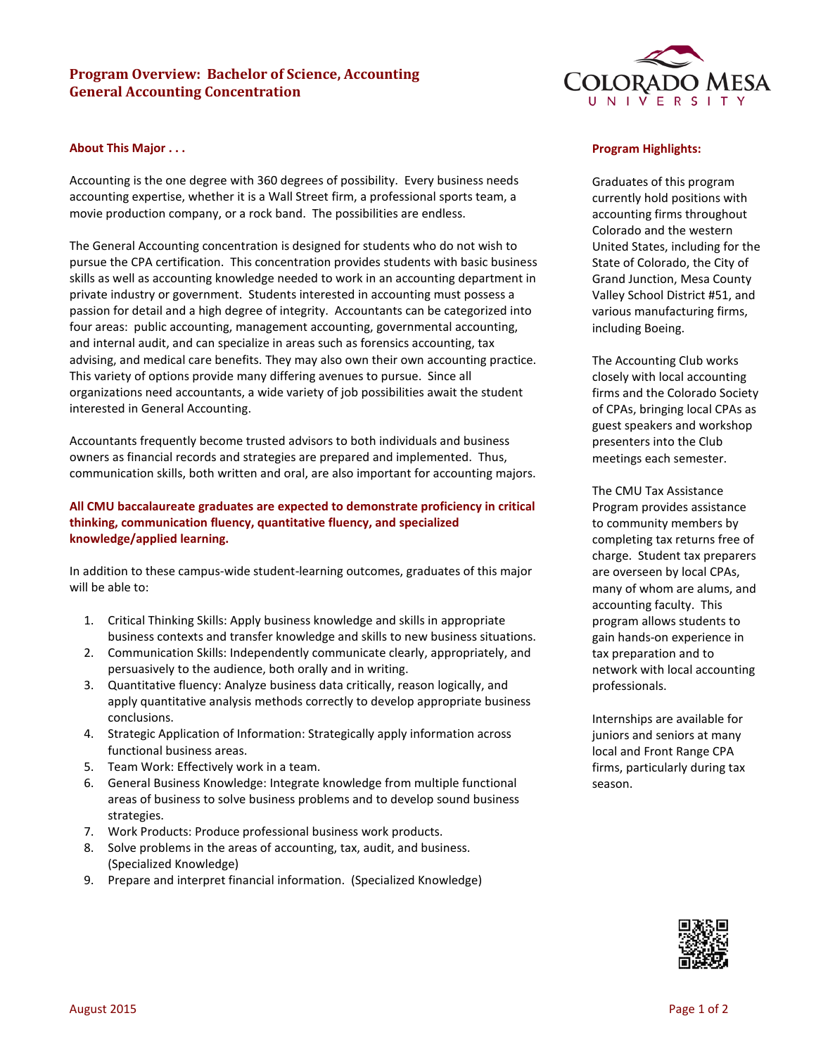# Program Overview: Bachelor of Science, Accounting
# General Accounting Concentration

## About This Major . . .

Accounting is the one degree with 360 degrees of possibility. Every business needs accounting expertise, whether it is a Wall Street firm, a professional sports team, a movie production company, or a rock band. The possibilities are endless.

The General Accounting concentration is designed for students who do not wish to pursue the CPA certification. This concentration provides students with basic business skills as well as accounting knowledge needed to work in an accounting department in private industry or government. Students interested in accounting must possess a passion for detail and a high degree of integrity. Accountants can be categorized into four areas: public accounting, management accounting, governmental accounting, and internal audit, and can specialize in areas such as forensics accounting, tax advising, and medical care benefits. They may also own their own accounting practice. This variety of options provide many differing avenues to pursue. Since all organizations need accountants, a wide variety of job possibilities await the student interested in General Accounting.

Accountants frequently become trusted advisors to both individuals and business owners as financial records and strategies are prepared and implemented. Thus, communication skills, both written and oral, are also important for accounting majors.

**All CMU baccalaureate graduates are expected to demonstrate proficiency in critical thinking, communication fluency, quantitative fluency, and specialized knowledge/applied learning.**

In addition to these campus-wide student-learning outcomes, graduates of this major will be able to:

1. Critical Thinking Skills: Apply business knowledge and skills in appropriate business contexts and transfer knowledge and skills to new business situations.
2. Communication Skills: Independently communicate clearly, appropriately, and persuasively to the audience, both orally and in writing.
3. Quantitative fluency: Analyze business data critically, reason logically, and apply quantitative analysis methods correctly to develop appropriate business conclusions.
4. Strategic Application of Information: Strategically apply information across functional business areas.
5. Team Work: Effectively work in a team.
6. General Business Knowledge: Integrate knowledge from multiple functional areas of business to solve business problems and to develop sound business strategies.
7. Work Products: Produce professional business work products.
8. Solve problems in the areas of accounting, tax, audit, and business. (Specialized Knowledge)
9. Prepare and interpret financial information. (Specialized Knowledge)

## Program Highlights:

Graduates of this program currently hold positions with accounting firms throughout Colorado and the western United States, including for the State of Colorado, the City of Grand Junction, Mesa County Valley School District #51, and various manufacturing firms, including Boeing.

The Accounting Club works closely with local accounting firms and the Colorado Society of CPAs, bringing local CPAs as guest speakers and workshop presenters into the Club meetings each semester.

The CMU Tax Assistance Program provides assistance to community members by completing tax returns free of charge. Student tax preparers are overseen by local CPAs, many of whom are alums, and accounting faculty. This program allows students to gain hands-on experience in tax preparation and to network with local accounting professionals.

Internships are available for juniors and seniors at many local and Front Range CPA firms, particularly during tax season.

August 2015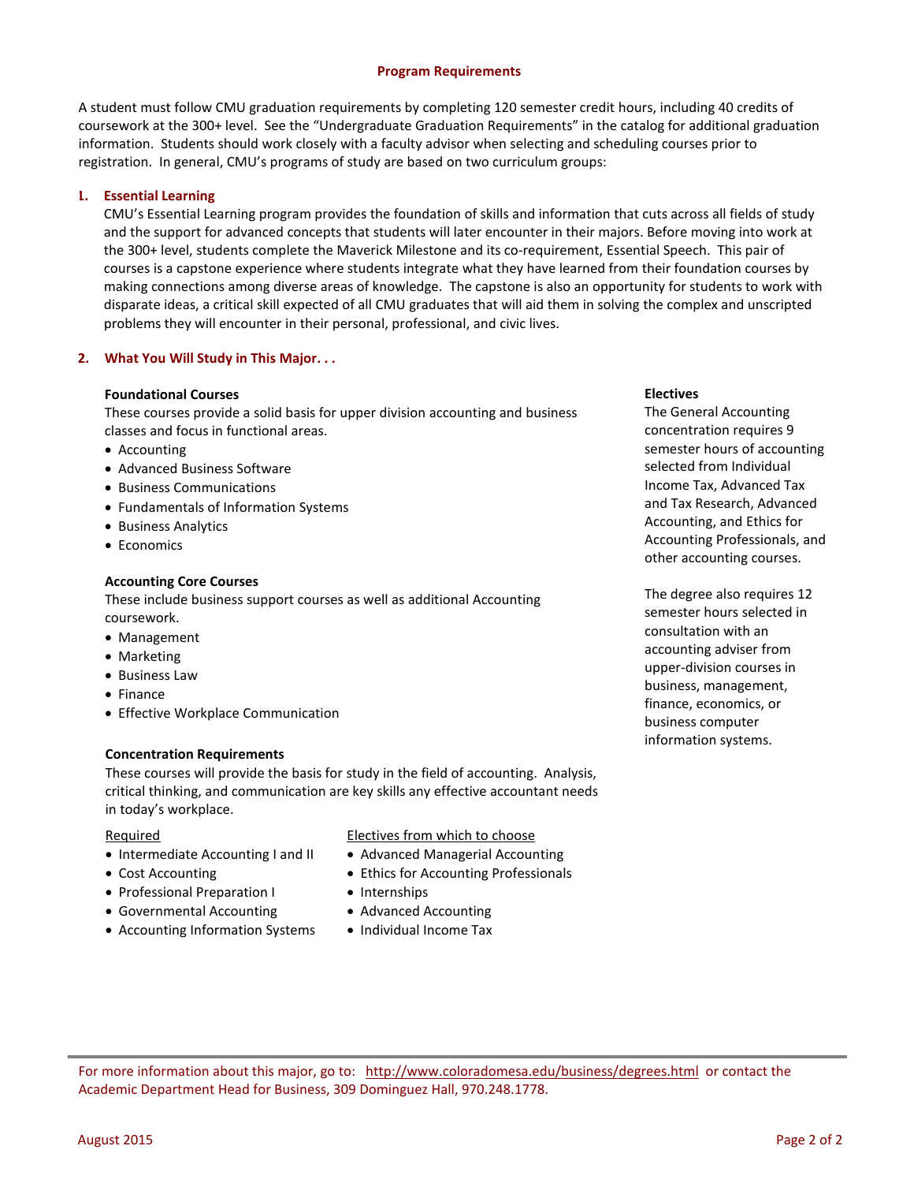## Program Requirements

A student must follow CMU graduation requirements by completing 120 semester credit hours, including 40 credits of coursework at the 300+ level. See the "Undergraduate Graduation Requirements" in the catalog for additional graduation information. Students should work closely with a faculty advisor when selecting and scheduling courses prior to registration. In general, CMU's programs of study are based on two curriculum groups:

### 1. Essential Learning

CMU's Essential Learning program provides the foundation of skills and information that cuts across all fields of study and the support for advanced concepts that students will later encounter in their majors. Before moving into work at the 300+ level, students complete the Maverick Milestone and its co-requirement, Essential Speech. This pair of courses is a capstone experience where students integrate what they have learned from their foundation courses by making connections among diverse areas of knowledge. The capstone is also an opportunity for students to work with disparate ideas, a critical skill expected of all CMU graduates that will aid them in solving the complex and unscripted problems they will encounter in their personal, professional, and civic lives.

### 2. What You Will Study in This Major. . .

**Foundational Courses**

These courses provide a solid basis for upper division accounting and business classes and focus in functional areas.

- Accounting
- Advanced Business Software
- Business Communications
- Fundamentals of Information Systems
- Business Analytics
- Economics

**Accounting Core Courses**

These include business support courses as well as additional Accounting coursework.

- Management
- Marketing
- Business Law
- Finance
- Effective Workplace Communication

**Concentration Requirements**

These courses will provide the basis for study in the field of accounting. Analysis, critical thinking, and communication are key skills any effective accountant needs in today's workplace.

Required

- Intermediate Accounting I and II
- Cost Accounting
- Professional Preparation I
- Governmental Accounting
- Accounting Information Systems

Electives from which to choose

- Advanced Managerial Accounting
- Ethics for Accounting Professionals
- Internships
- Advanced Accounting
- Individual Income Tax

**Electives**

The General Accounting concentration requires 9 semester hours of accounting selected from Individual Income Tax, Advanced Tax and Tax Research, Advanced Accounting, and Ethics for Accounting Professionals, and other accounting courses.

The degree also requires 12 semester hours selected in consultation with an accounting adviser from upper-division courses in business, management, finance, economics, or business computer information systems.

For more information about this major, go to: http://www.coloradomesa.edu/business/degrees.html or contact the Academic Department Head for Business, 309 Dominguez Hall, 970.248.1778.

August 2015